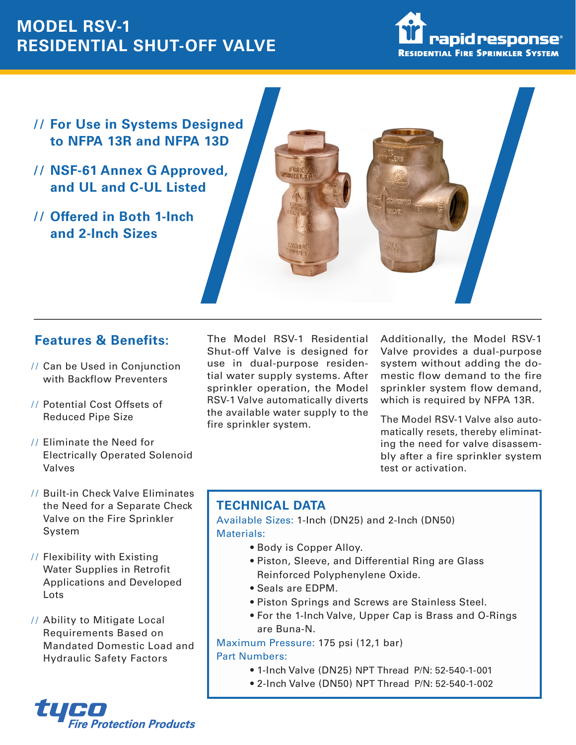# MODEL RSV-1
# RESIDENTIAL SHUT-OFF VALVE

rapid response® RESIDENTIAL FIRE SPRINKLER SYSTEM

// **For Use in Systems Designed to NFPA 13R and NFPA 13D**

// **NSF-61 Annex G Approved, and UL and C-UL Listed**

// **Offered in Both 1-Inch and 2-Inch Sizes**

## Features & Benefits:

// Can be Used in Conjunction with Backflow Preventers

// Potential Cost Offsets of Reduced Pipe Size

// Eliminate the Need for Electrically Operated Solenoid Valves

// Built-in Check Valve Eliminates the Need for a Separate Check Valve on the Fire Sprinkler System

// Flexibility with Existing Water Supplies in Retrofit Applications and Developed Lots

// Ability to Mitigate Local Requirements Based on Mandated Domestic Load and Hydraulic Safety Factors

The Model RSV-1 Residential Shut-off Valve is designed for use in dual-purpose residential water supply systems. After sprinkler operation, the Model RSV-1 Valve automatically diverts the available water supply to the fire sprinkler system.

Additionally, the Model RSV-1 Valve provides a dual-purpose system without adding the domestic flow demand to the fire sprinkler system flow demand, which is required by NFPA 13R.

The Model RSV-1 Valve also automatically resets, thereby eliminating the need for valve disassembly after a fire sprinkler system test or activation.

## TECHNICAL DATA

Available Sizes: 1-Inch (DN25) and 2-Inch (DN50)

Materials:

- Body is Copper Alloy.
- Piston, Sleeve, and Differential Ring are Glass Reinforced Polyphenylene Oxide.
- Seals are EDPM.
- Piston Springs and Screws are Stainless Steel.
- For the 1-Inch Valve, Upper Cap is Brass and O-Rings are Buna-N.

Maximum Pressure: 175 psi (12,1 bar)

Part Numbers:

- 1-Inch Valve (DN25) NPT Thread P/N: 52-540-1-001
- 2-Inch Valve (DN50) NPT Thread P/N: 52-540-1-002

tyco Fire Protection Products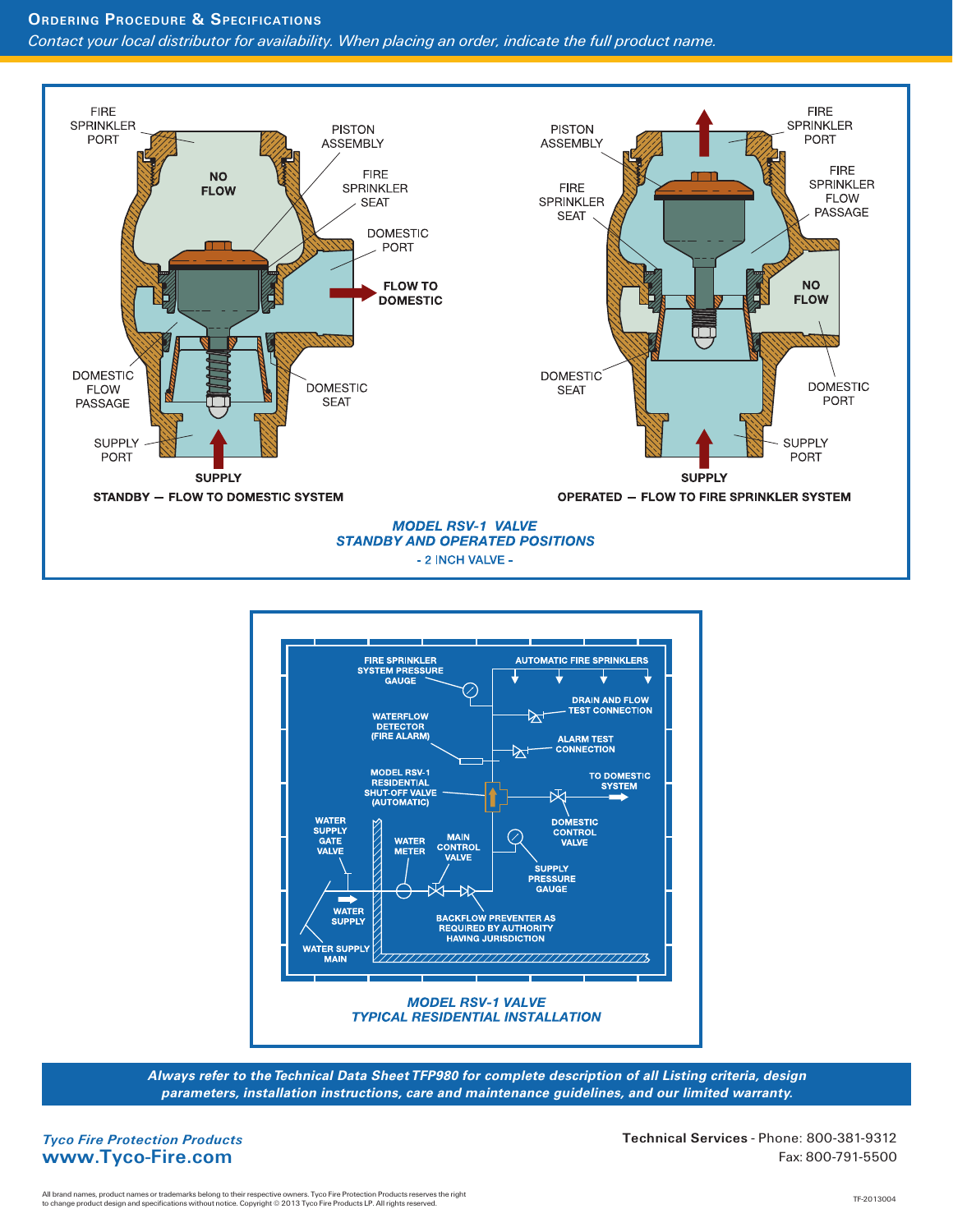## Ordering Procedure & Specifications

*Contact your local distributor for availability. When placing an order, indicate the full product name.*

FIRE SPRINKLER PORT
PISTON ASSEMBLY
NO FLOW
FIRE SPRINKLER SEAT
DOMESTIC PORT
FLOW TO DOMESTIC
DOMESTIC FLOW PASSAGE
DOMESTIC SEAT
SUPPLY PORT
SUPPLY

**STANDBY — FLOW TO DOMESTIC SYSTEM**

PISTON ASSEMBLY
FIRE SPRINKLER PORT
FIRE SPRINKLER SEAT
FIRE SPRINKLER FLOW PASSAGE
NO FLOW
DOMESTIC SEAT
DOMESTIC PORT
SUPPLY PORT
SUPPLY

**OPERATED — FLOW TO FIRE SPRINKLER SYSTEM**

***MODEL RSV-1 VALVE***
***STANDBY AND OPERATED POSITIONS***
- 2 INCH VALVE -

FIRE SPRINKLER SYSTEM PRESSURE GAUGE
AUTOMATIC FIRE SPRINKLERS
DRAIN AND FLOW TEST CONNECTION
WATERFLOW DETECTOR (FIRE ALARM)
ALARM TEST CONNECTION
MODEL RSV-1 RESIDENTIAL SHUT-OFF VALVE (AUTOMATIC)
TO DOMESTIC SYSTEM
WATER SUPPLY GATE VALVE
WATER METER
MAIN CONTROL VALVE
DOMESTIC CONTROL VALVE
SUPPLY PRESSURE GAUGE
WATER SUPPLY
BACKFLOW PREVENTER AS REQUIRED BY AUTHORITY HAVING JURISDICTION
WATER SUPPLY MAIN

***MODEL RSV-1 VALVE***
***TYPICAL RESIDENTIAL INSTALLATION***

***Always refer to the Technical Data Sheet TFP980 for complete description of all Listing criteria, design parameters, installation instructions, care and maintenance guidelines, and our limited warranty.***

*Tyco Fire Protection Products*
**www.Tyco-Fire.com**

**Technical Services** - Phone: 800-381-9312
Fax: 800-791-5500

All brand names, product names or trademarks belong to their respective owners. Tyco Fire Protection Products reserves the right to change product design and specifications without notice. Copyright © 2013 Tyco Fire Products LP. All rights reserved.

TF-2013004